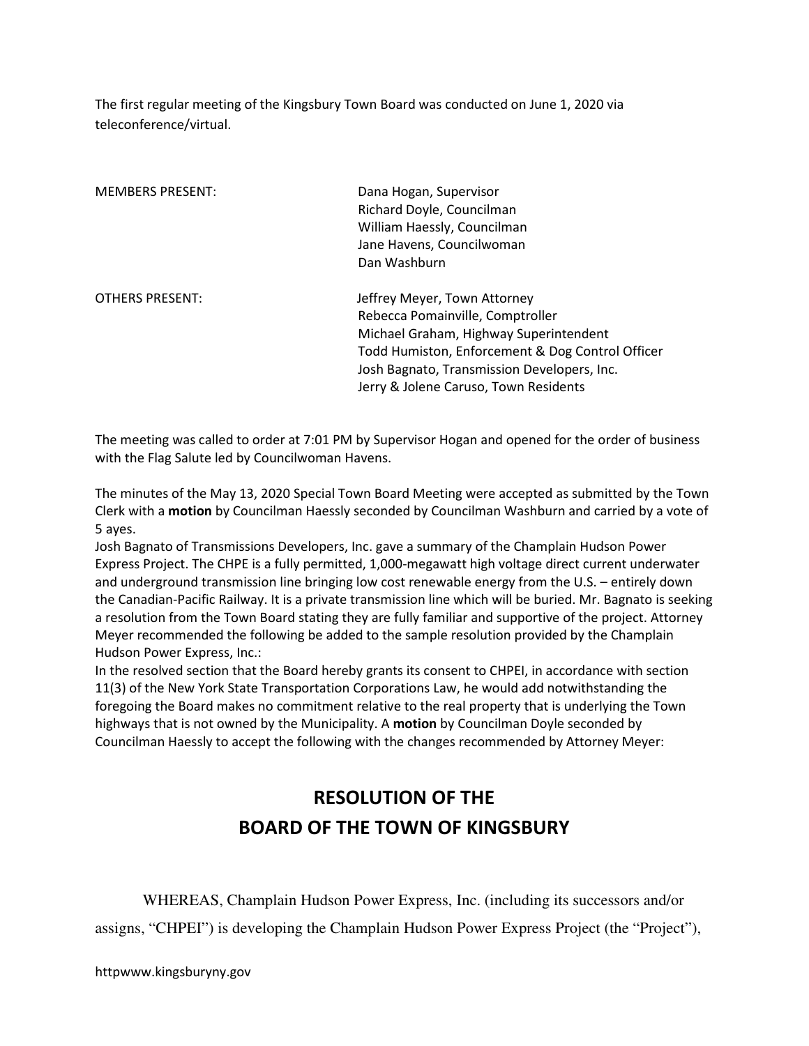The first regular meeting of the Kingsbury Town Board was conducted on June 1, 2020 via teleconference/virtual.

| | |
|---|---|
| MEMBERS PRESENT: | Dana Hogan, Supervisor<br>Richard Doyle, Councilman<br>William Haessly, Councilman<br>Jane Havens, Councilwoman<br>Dan Washburn |
| OTHERS PRESENT: | Jeffrey Meyer, Town Attorney<br>Rebecca Pomainville, Comptroller<br>Michael Graham, Highway Superintendent<br>Todd Humiston, Enforcement & Dog Control Officer<br>Josh Bagnato, Transmission Developers, Inc.<br>Jerry & Jolene Caruso, Town Residents |

The meeting was called to order at 7:01 PM by Supervisor Hogan and opened for the order of business with the Flag Salute led by Councilwoman Havens.

The minutes of the May 13, 2020 Special Town Board Meeting were accepted as submitted by the Town Clerk with a **motion** by Councilman Haessly seconded by Councilman Washburn and carried by a vote of 5 ayes.

Josh Bagnato of Transmissions Developers, Inc. gave a summary of the Champlain Hudson Power Express Project. The CHPE is a fully permitted, 1,000-megawatt high voltage direct current underwater and underground transmission line bringing low cost renewable energy from the U.S. – entirely down the Canadian-Pacific Railway. It is a private transmission line which will be buried. Mr. Bagnato is seeking a resolution from the Town Board stating they are fully familiar and supportive of the project. Attorney Meyer recommended the following be added to the sample resolution provided by the Champlain Hudson Power Express, Inc.:

In the resolved section that the Board hereby grants its consent to CHPEI, in accordance with section 11(3) of the New York State Transportation Corporations Law, he would add notwithstanding the foregoing the Board makes no commitment relative to the real property that is underlying the Town highways that is not owned by the Municipality. A **motion** by Councilman Doyle seconded by Councilman Haessly to accept the following with the changes recommended by Attorney Meyer:

# RESOLUTION OF THE BOARD OF THE TOWN OF KINGSBURY

WHEREAS, Champlain Hudson Power Express, Inc. (including its successors and/or assigns, "CHPEI") is developing the Champlain Hudson Power Express Project (the "Project"),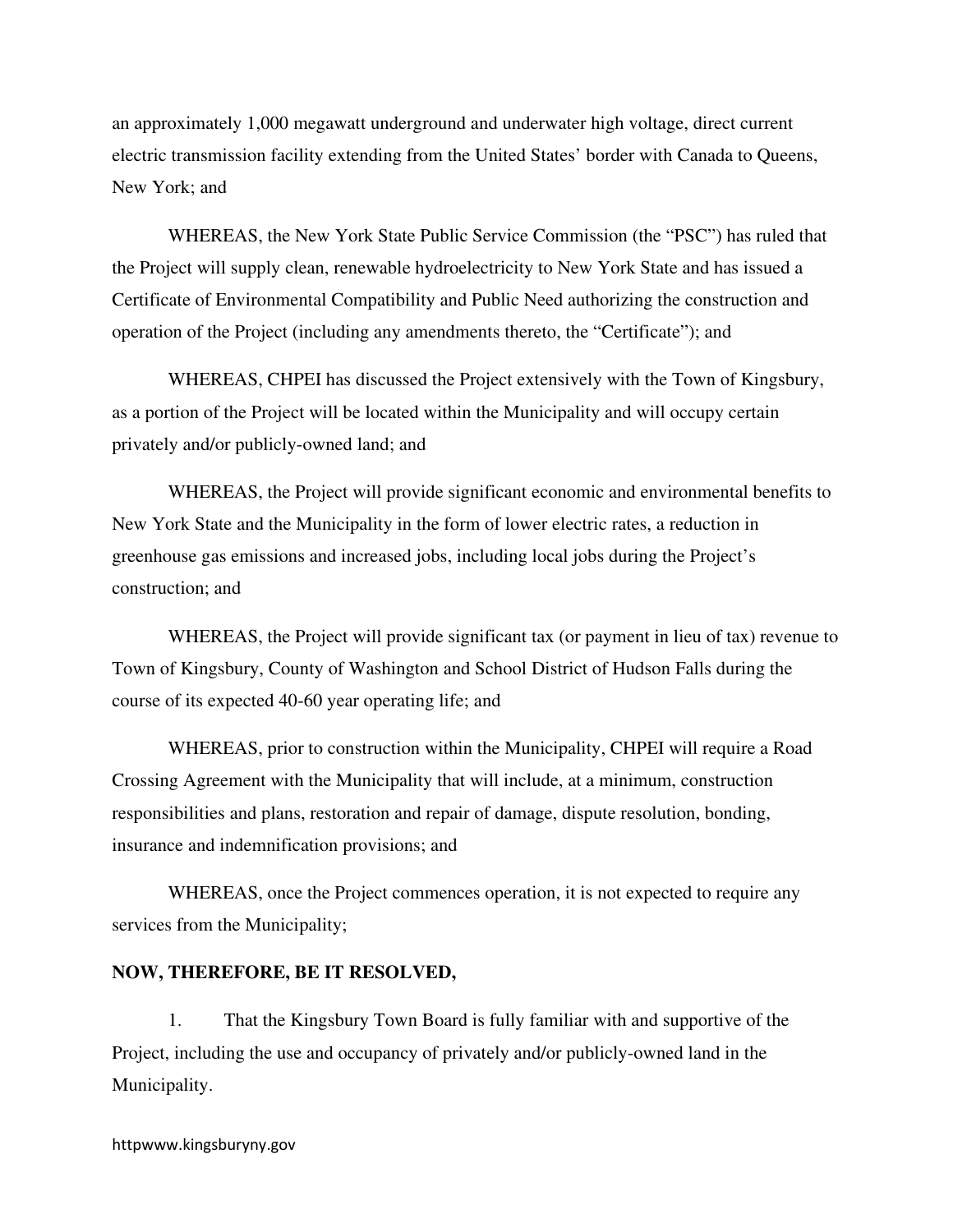an approximately 1,000 megawatt underground and underwater high voltage, direct current electric transmission facility extending from the United States' border with Canada to Queens, New York; and

WHEREAS, the New York State Public Service Commission (the "PSC") has ruled that the Project will supply clean, renewable hydroelectricity to New York State and has issued a Certificate of Environmental Compatibility and Public Need authorizing the construction and operation of the Project (including any amendments thereto, the "Certificate"); and

WHEREAS, CHPEI has discussed the Project extensively with the Town of Kingsbury, as a portion of the Project will be located within the Municipality and will occupy certain privately and/or publicly-owned land; and

WHEREAS, the Project will provide significant economic and environmental benefits to New York State and the Municipality in the form of lower electric rates, a reduction in greenhouse gas emissions and increased jobs, including local jobs during the Project's construction; and

WHEREAS, the Project will provide significant tax (or payment in lieu of tax) revenue to Town of Kingsbury, County of Washington and School District of Hudson Falls during the course of its expected 40-60 year operating life; and

WHEREAS, prior to construction within the Municipality, CHPEI will require a Road Crossing Agreement with the Municipality that will include, at a minimum, construction responsibilities and plans, restoration and repair of damage, dispute resolution, bonding, insurance and indemnification provisions; and

WHEREAS, once the Project commences operation, it is not expected to require any services from the Municipality;

**NOW, THEREFORE, BE IT RESOLVED,**

1. That the Kingsbury Town Board is fully familiar with and supportive of the Project, including the use and occupancy of privately and/or publicly-owned land in the Municipality.

httpwww.kingsburyny.gov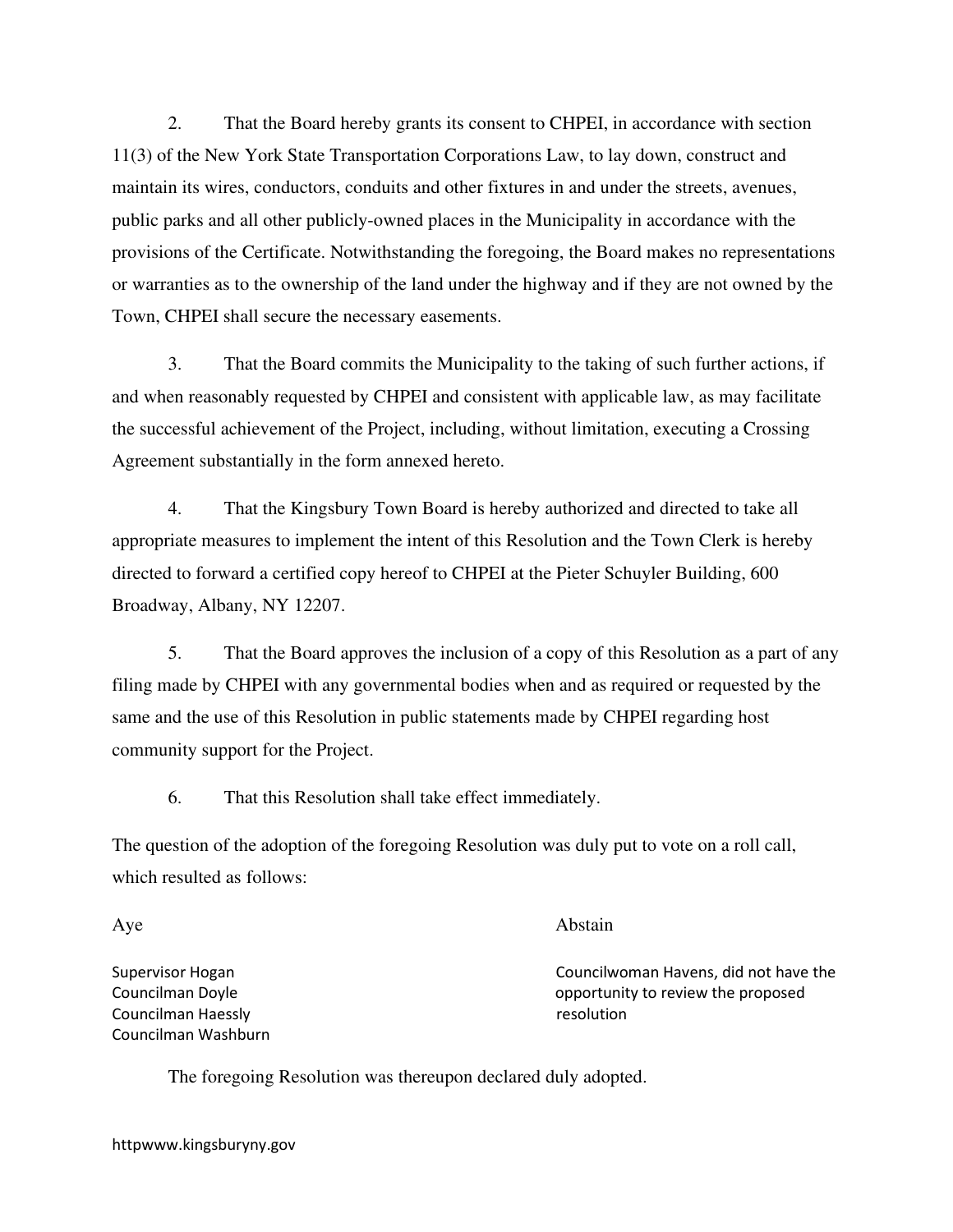2. That the Board hereby grants its consent to CHPEI, in accordance with section 11(3) of the New York State Transportation Corporations Law, to lay down, construct and maintain its wires, conductors, conduits and other fixtures in and under the streets, avenues, public parks and all other publicly-owned places in the Municipality in accordance with the provisions of the Certificate. Notwithstanding the foregoing, the Board makes no representations or warranties as to the ownership of the land under the highway and if they are not owned by the Town, CHPEI shall secure the necessary easements.

3. That the Board commits the Municipality to the taking of such further actions, if and when reasonably requested by CHPEI and consistent with applicable law, as may facilitate the successful achievement of the Project, including, without limitation, executing a Crossing Agreement substantially in the form annexed hereto.

4. That the Kingsbury Town Board is hereby authorized and directed to take all appropriate measures to implement the intent of this Resolution and the Town Clerk is hereby directed to forward a certified copy hereof to CHPEI at the Pieter Schuyler Building, 600 Broadway, Albany, NY 12207.

5. That the Board approves the inclusion of a copy of this Resolution as a part of any filing made by CHPEI with any governmental bodies when and as required or requested by the same and the use of this Resolution in public statements made by CHPEI regarding host community support for the Project.

6. That this Resolution shall take effect immediately.

The question of the adoption of the foregoing Resolution was duly put to vote on a roll call, which resulted as follows:

| Aye | Abstain |
| --- | --- |
| Supervisor Hogan<br>Councilman Doyle<br>Councilman Haessly<br>Councilman Washburn | Councilwoman Havens, did not have the opportunity to review the proposed resolution |

The foregoing Resolution was thereupon declared duly adopted.

httpwww.kingsburyny.gov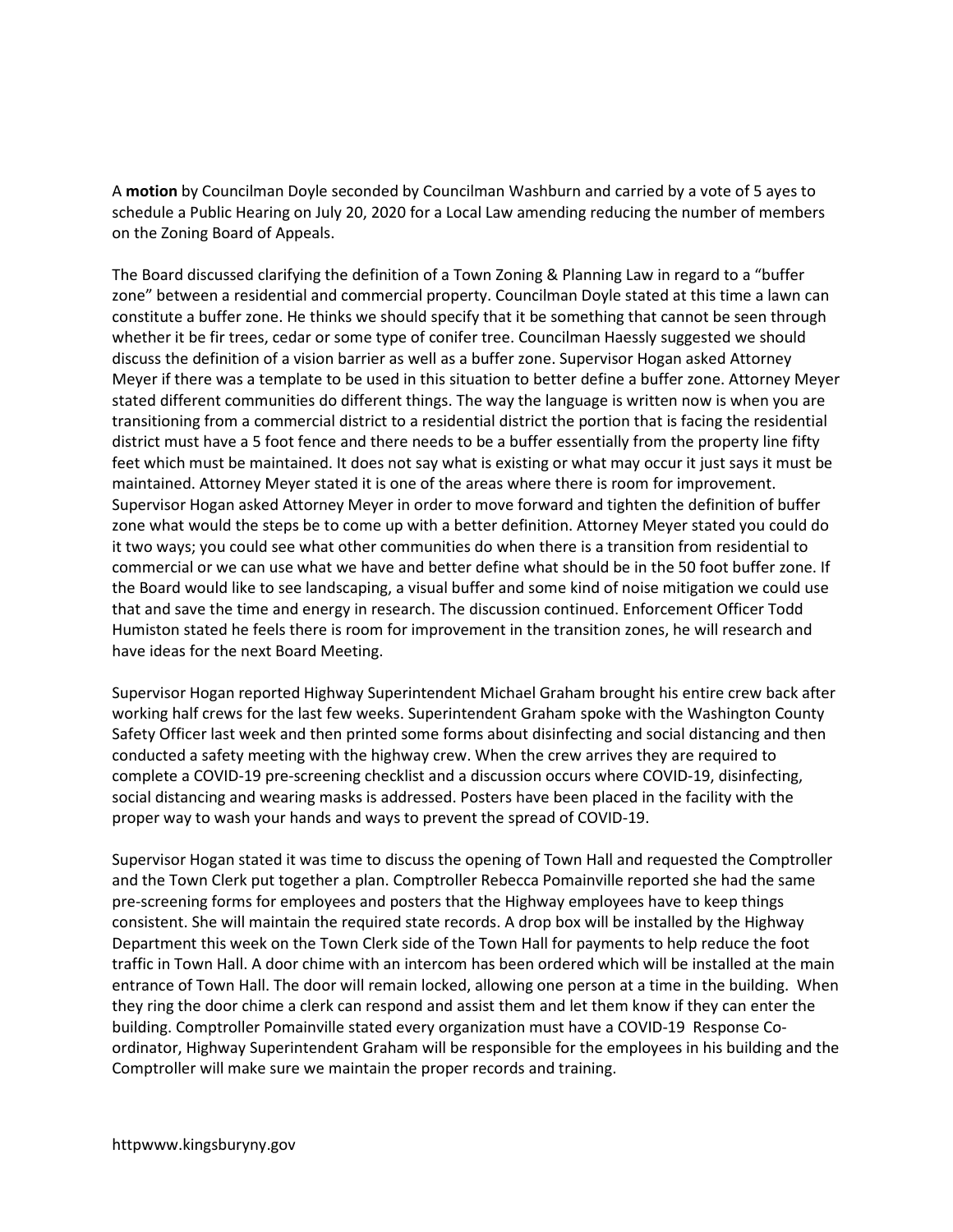A **motion** by Councilman Doyle seconded by Councilman Washburn and carried by a vote of 5 ayes to schedule a Public Hearing on July 20, 2020 for a Local Law amending reducing the number of members on the Zoning Board of Appeals.

The Board discussed clarifying the definition of a Town Zoning & Planning Law in regard to a "buffer zone" between a residential and commercial property. Councilman Doyle stated at this time a lawn can constitute a buffer zone. He thinks we should specify that it be something that cannot be seen through whether it be fir trees, cedar or some type of conifer tree. Councilman Haessly suggested we should discuss the definition of a vision barrier as well as a buffer zone. Supervisor Hogan asked Attorney Meyer if there was a template to be used in this situation to better define a buffer zone. Attorney Meyer stated different communities do different things. The way the language is written now is when you are transitioning from a commercial district to a residential district the portion that is facing the residential district must have a 5 foot fence and there needs to be a buffer essentially from the property line fifty feet which must be maintained. It does not say what is existing or what may occur it just says it must be maintained. Attorney Meyer stated it is one of the areas where there is room for improvement. Supervisor Hogan asked Attorney Meyer in order to move forward and tighten the definition of buffer zone what would the steps be to come up with a better definition. Attorney Meyer stated you could do it two ways; you could see what other communities do when there is a transition from residential to commercial or we can use what we have and better define what should be in the 50 foot buffer zone. If the Board would like to see landscaping, a visual buffer and some kind of noise mitigation we could use that and save the time and energy in research. The discussion continued. Enforcement Officer Todd Humiston stated he feels there is room for improvement in the transition zones, he will research and have ideas for the next Board Meeting.

Supervisor Hogan reported Highway Superintendent Michael Graham brought his entire crew back after working half crews for the last few weeks. Superintendent Graham spoke with the Washington County Safety Officer last week and then printed some forms about disinfecting and social distancing and then conducted a safety meeting with the highway crew. When the crew arrives they are required to complete a COVID-19 pre-screening checklist and a discussion occurs where COVID-19, disinfecting, social distancing and wearing masks is addressed. Posters have been placed in the facility with the proper way to wash your hands and ways to prevent the spread of COVID-19.

Supervisor Hogan stated it was time to discuss the opening of Town Hall and requested the Comptroller and the Town Clerk put together a plan. Comptroller Rebecca Pomainville reported she had the same pre-screening forms for employees and posters that the Highway employees have to keep things consistent. She will maintain the required state records. A drop box will be installed by the Highway Department this week on the Town Clerk side of the Town Hall for payments to help reduce the foot traffic in Town Hall. A door chime with an intercom has been ordered which will be installed at the main entrance of Town Hall. The door will remain locked, allowing one person at a time in the building. When they ring the door chime a clerk can respond and assist them and let them know if they can enter the building. Comptroller Pomainville stated every organization must have a COVID-19 Response Co-ordinator, Highway Superintendent Graham will be responsible for the employees in his building and the Comptroller will make sure we maintain the proper records and training.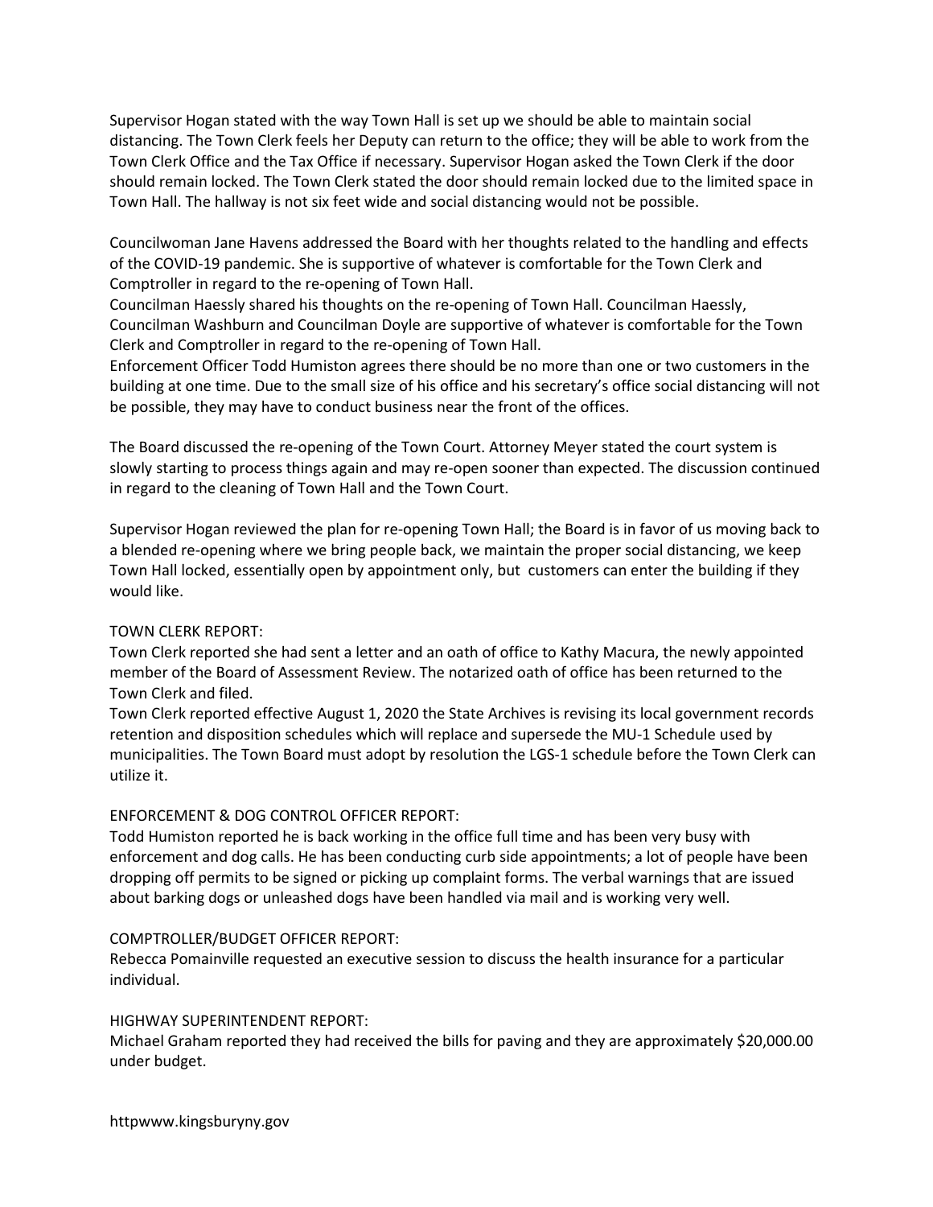Supervisor Hogan stated with the way Town Hall is set up we should be able to maintain social distancing. The Town Clerk feels her Deputy can return to the office; they will be able to work from the Town Clerk Office and the Tax Office if necessary. Supervisor Hogan asked the Town Clerk if the door should remain locked. The Town Clerk stated the door should remain locked due to the limited space in Town Hall. The hallway is not six feet wide and social distancing would not be possible.

Councilwoman Jane Havens addressed the Board with her thoughts related to the handling and effects of the COVID-19 pandemic. She is supportive of whatever is comfortable for the Town Clerk and Comptroller in regard to the re-opening of Town Hall.
Councilman Haessly shared his thoughts on the re-opening of Town Hall. Councilman Haessly, Councilman Washburn and Councilman Doyle are supportive of whatever is comfortable for the Town Clerk and Comptroller in regard to the re-opening of Town Hall.
Enforcement Officer Todd Humiston agrees there should be no more than one or two customers in the building at one time. Due to the small size of his office and his secretary's office social distancing will not be possible, they may have to conduct business near the front of the offices.

The Board discussed the re-opening of the Town Court. Attorney Meyer stated the court system is slowly starting to process things again and may re-open sooner than expected. The discussion continued in regard to the cleaning of Town Hall and the Town Court.

Supervisor Hogan reviewed the plan for re-opening Town Hall; the Board is in favor of us moving back to a blended re-opening where we bring people back, we maintain the proper social distancing, we keep Town Hall locked, essentially open by appointment only, but customers can enter the building if they would like.

TOWN CLERK REPORT:
Town Clerk reported she had sent a letter and an oath of office to Kathy Macura, the newly appointed member of the Board of Assessment Review. The notarized oath of office has been returned to the Town Clerk and filed.
Town Clerk reported effective August 1, 2020 the State Archives is revising its local government records retention and disposition schedules which will replace and supersede the MU-1 Schedule used by municipalities. The Town Board must adopt by resolution the LGS-1 schedule before the Town Clerk can utilize it.

ENFORCEMENT & DOG CONTROL OFFICER REPORT:
Todd Humiston reported he is back working in the office full time and has been very busy with enforcement and dog calls. He has been conducting curb side appointments; a lot of people have been dropping off permits to be signed or picking up complaint forms. The verbal warnings that are issued about barking dogs or unleashed dogs have been handled via mail and is working very well.

COMPTROLLER/BUDGET OFFICER REPORT:
Rebecca Pomainville requested an executive session to discuss the health insurance for a particular individual.

HIGHWAY SUPERINTENDENT REPORT:
Michael Graham reported they had received the bills for paving and they are approximately $20,000.00 under budget.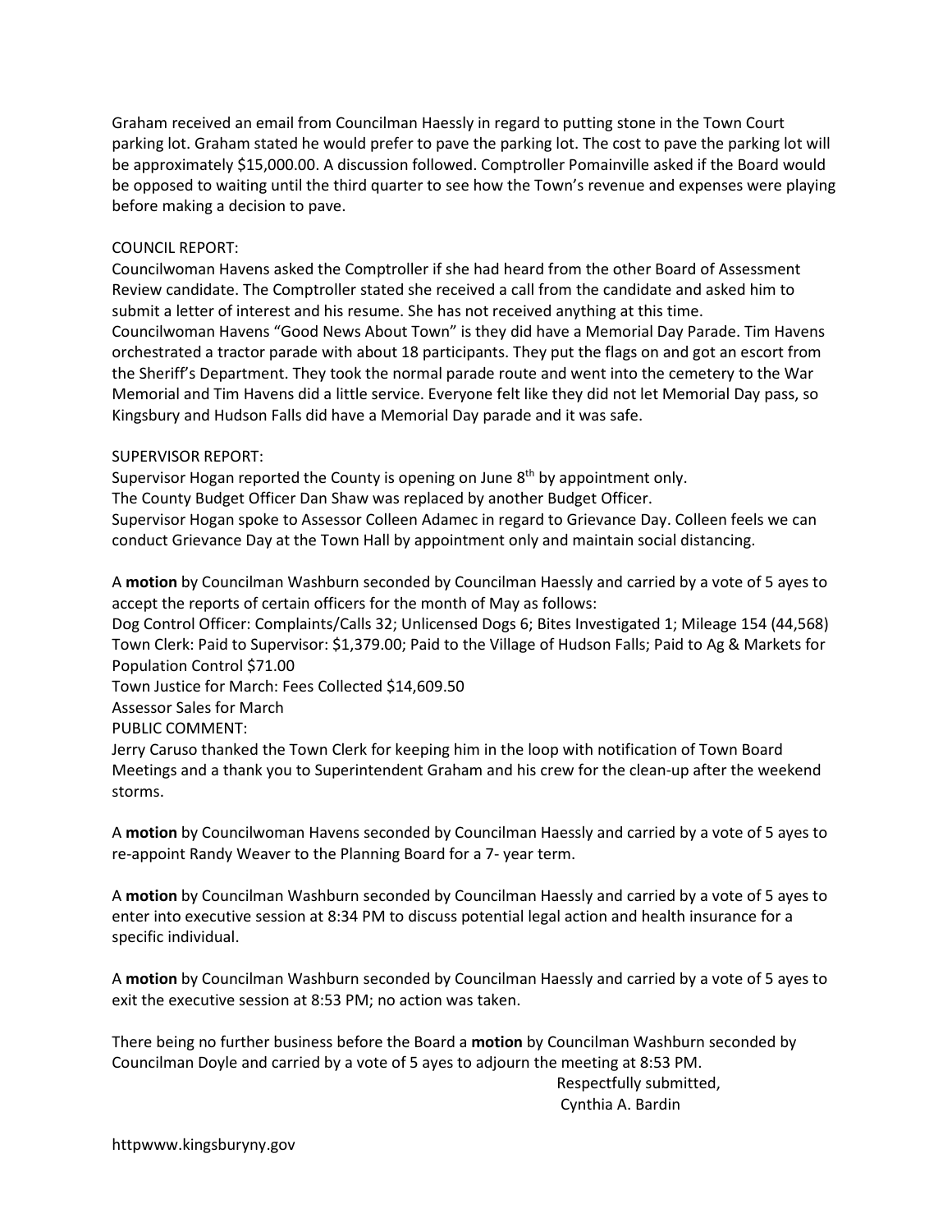Graham received an email from Councilman Haessly in regard to putting stone in the Town Court parking lot. Graham stated he would prefer to pave the parking lot. The cost to pave the parking lot will be approximately $15,000.00. A discussion followed. Comptroller Pomainville asked if the Board would be opposed to waiting until the third quarter to see how the Town's revenue and expenses were playing before making a decision to pave.

COUNCIL REPORT:
Councilwoman Havens asked the Comptroller if she had heard from the other Board of Assessment Review candidate. The Comptroller stated she received a call from the candidate and asked him to submit a letter of interest and his resume. She has not received anything at this time.
Councilwoman Havens "Good News About Town" is they did have a Memorial Day Parade. Tim Havens orchestrated a tractor parade with about 18 participants. They put the flags on and got an escort from the Sheriff's Department. They took the normal parade route and went into the cemetery to the War Memorial and Tim Havens did a little service. Everyone felt like they did not let Memorial Day pass, so Kingsbury and Hudson Falls did have a Memorial Day parade and it was safe.

SUPERVISOR REPORT:
Supervisor Hogan reported the County is opening on June 8th by appointment only.
The County Budget Officer Dan Shaw was replaced by another Budget Officer.
Supervisor Hogan spoke to Assessor Colleen Adamec in regard to Grievance Day. Colleen feels we can conduct Grievance Day at the Town Hall by appointment only and maintain social distancing.

A **motion** by Councilman Washburn seconded by Councilman Haessly and carried by a vote of 5 ayes to accept the reports of certain officers for the month of May as follows:
Dog Control Officer: Complaints/Calls 32; Unlicensed Dogs 6; Bites Investigated 1; Mileage 154 (44,568)
Town Clerk: Paid to Supervisor: $1,379.00; Paid to the Village of Hudson Falls; Paid to Ag & Markets for Population Control $71.00
Town Justice for March: Fees Collected $14,609.50
Assessor Sales for March
PUBLIC COMMENT:
Jerry Caruso thanked the Town Clerk for keeping him in the loop with notification of Town Board Meetings and a thank you to Superintendent Graham and his crew for the clean-up after the weekend storms.

A **motion** by Councilwoman Havens seconded by Councilman Haessly and carried by a vote of 5 ayes to re-appoint Randy Weaver to the Planning Board for a 7- year term.

A **motion** by Councilman Washburn seconded by Councilman Haessly and carried by a vote of 5 ayes to enter into executive session at 8:34 PM to discuss potential legal action and health insurance for a specific individual.

A **motion** by Councilman Washburn seconded by Councilman Haessly and carried by a vote of 5 ayes to exit the executive session at 8:53 PM; no action was taken.

There being no further business before the Board a **motion** by Councilman Washburn seconded by Councilman Doyle and carried by a vote of 5 ayes to adjourn the meeting at 8:53 PM.

Respectfully submitted,
Cynthia A. Bardin

httpwww.kingsburyny.gov